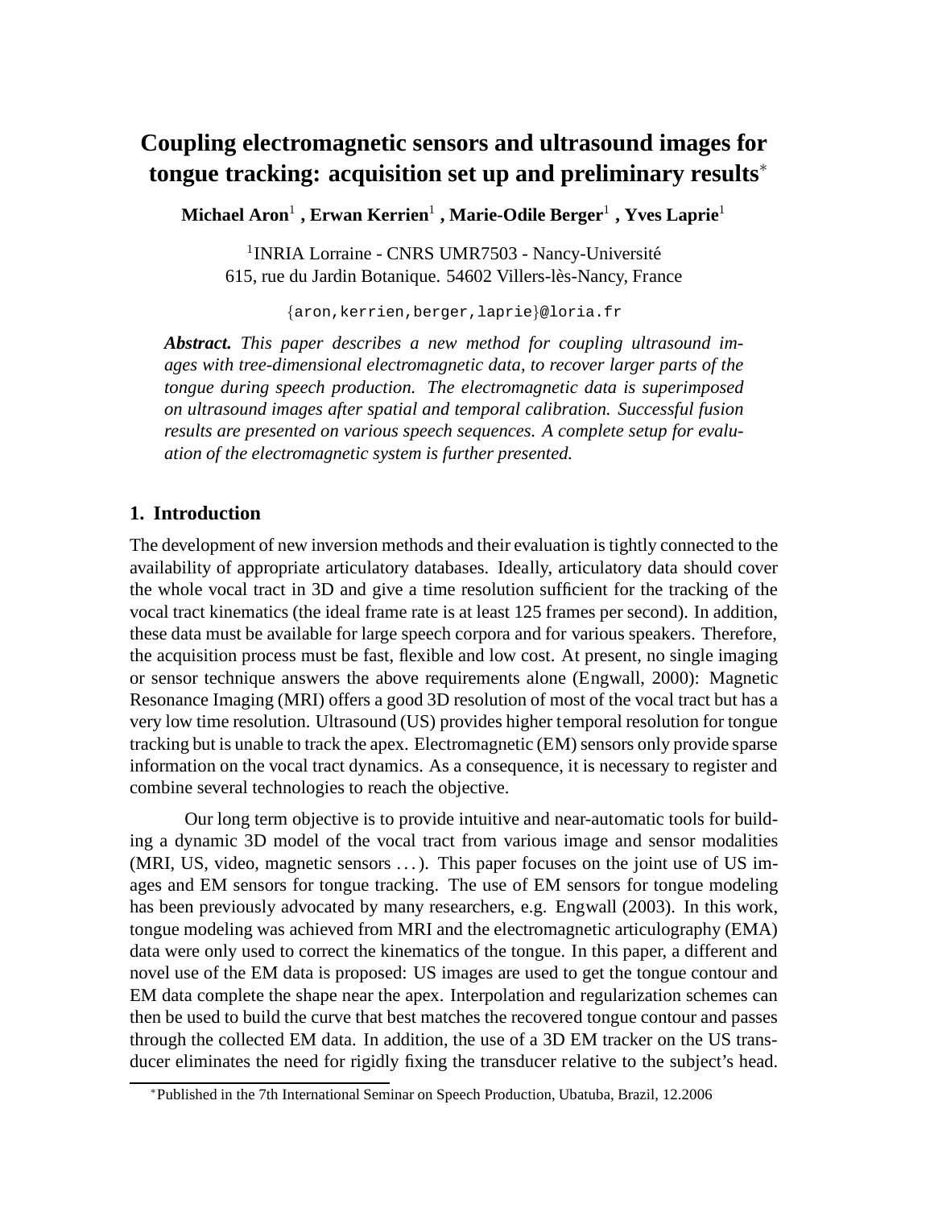# Coupling electromagnetic sensors and ultrasound images for tongue tracking: acquisition set up and preliminary results*

**Michael Aron**[1] **, Erwan Kerrien**[1] **, Marie-Odile Berger**[1] **, Yves Laprie**[1]

[1]INRIA Lorraine - CNRS UMR7503 - Nancy-Université
615, rue du Jardin Botanique. 54602 Villers-lès-Nancy, France

{aron,kerrien,berger,laprie}@loria.fr

***Abstract.*** *This paper describes a new method for coupling ultrasound images with tree-dimensional electromagnetic data, to recover larger parts of the tongue during speech production. The electromagnetic data is superimposed on ultrasound images after spatial and temporal calibration. Successful fusion results are presented on various speech sequences. A complete setup for evaluation of the electromagnetic system is further presented.*

## 1. Introduction

The development of new inversion methods and their evaluation is tightly connected to the availability of appropriate articulatory databases. Ideally, articulatory data should cover the whole vocal tract in 3D and give a time resolution sufficient for the tracking of the vocal tract kinematics (the ideal frame rate is at least 125 frames per second). In addition, these data must be available for large speech corpora and for various speakers. Therefore, the acquisition process must be fast, flexible and low cost. At present, no single imaging or sensor technique answers the above requirements alone (Engwall, 2000): Magnetic Resonance Imaging (MRI) offers a good 3D resolution of most of the vocal tract but has a very low time resolution. Ultrasound (US) provides higher temporal resolution for tongue tracking but is unable to track the apex. Electromagnetic (EM) sensors only provide sparse information on the vocal tract dynamics. As a consequence, it is necessary to register and combine several technologies to reach the objective.

Our long term objective is to provide intuitive and near-automatic tools for building a dynamic 3D model of the vocal tract from various image and sensor modalities (MRI, US, video, magnetic sensors ...). This paper focuses on the joint use of US images and EM sensors for tongue tracking. The use of EM sensors for tongue modeling has been previously advocated by many researchers, e.g. Engwall (2003). In this work, tongue modeling was achieved from MRI and the electromagnetic articulography (EMA) data were only used to correct the kinematics of the tongue. In this paper, a different and novel use of the EM data is proposed: US images are used to get the tongue contour and EM data complete the shape near the apex. Interpolation and regularization schemes can then be used to build the curve that best matches the recovered tongue contour and passes through the collected EM data. In addition, the use of a 3D EM tracker on the US transducer eliminates the need for rigidly fixing the transducer relative to the subject's head.

*Published in the 7th International Seminar on Speech Production, Ubatuba, Brazil, 12.2006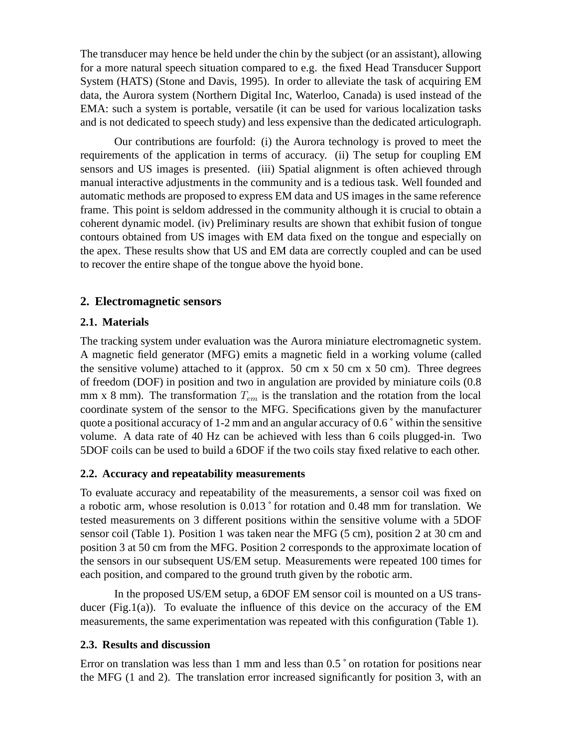The transducer may hence be held under the chin by the subject (or an assistant), allowing for a more natural speech situation compared to e.g. the fixed Head Transducer Support System (HATS) (Stone and Davis, 1995). In order to alleviate the task of acquiring EM data, the Aurora system (Northern Digital Inc, Waterloo, Canada) is used instead of the EMA: such a system is portable, versatile (it can be used for various localization tasks and is not dedicated to speech study) and less expensive than the dedicated articulograph.

Our contributions are fourfold: (i) the Aurora technology is proved to meet the requirements of the application in terms of accuracy. (ii) The setup for coupling EM sensors and US images is presented. (iii) Spatial alignment is often achieved through manual interactive adjustments in the community and is a tedious task. Well founded and automatic methods are proposed to express EM data and US images in the same reference frame. This point is seldom addressed in the community although it is crucial to obtain a coherent dynamic model. (iv) Preliminary results are shown that exhibit fusion of tongue contours obtained from US images with EM data fixed on the tongue and especially on the apex. These results show that US and EM data are correctly coupled and can be used to recover the entire shape of the tongue above the hyoid bone.

## 2. Electromagnetic sensors

### 2.1. Materials

The tracking system under evaluation was the Aurora miniature electromagnetic system. A magnetic field generator (MFG) emits a magnetic field in a working volume (called the sensitive volume) attached to it (approx. 50 cm x 50 cm x 50 cm). Three degrees of freedom (DOF) in position and two in angulation are provided by miniature coils (0.8 mm x 8 mm). The transformation $T_{em}$ is the translation and the rotation from the local coordinate system of the sensor to the MFG. Specifications given by the manufacturer quote a positional accuracy of 1-2 mm and an angular accuracy of 0.6$^\circ$ within the sensitive volume. A data rate of 40 Hz can be achieved with less than 6 coils plugged-in. Two 5DOF coils can be used to build a 6DOF if the two coils stay fixed relative to each other.

### 2.2. Accuracy and repeatability measurements

To evaluate accuracy and repeatability of the measurements, a sensor coil was fixed on a robotic arm, whose resolution is 0.013$^\circ$ for rotation and 0.48 mm for translation. We tested measurements on 3 different positions within the sensitive volume with a 5DOF sensor coil (Table 1). Position 1 was taken near the MFG (5 cm), position 2 at 30 cm and position 3 at 50 cm from the MFG. Position 2 corresponds to the approximate location of the sensors in our subsequent US/EM setup. Measurements were repeated 100 times for each position, and compared to the ground truth given by the robotic arm.

In the proposed US/EM setup, a 6DOF EM sensor coil is mounted on a US transducer (Fig.1(a)). To evaluate the influence of this device on the accuracy of the EM measurements, the same experimentation was repeated with this configuration (Table 1).

### 2.3. Results and discussion

Error on translation was less than 1 mm and less than 0.5$^\circ$ on rotation for positions near the MFG (1 and 2). The translation error increased significantly for position 3, with an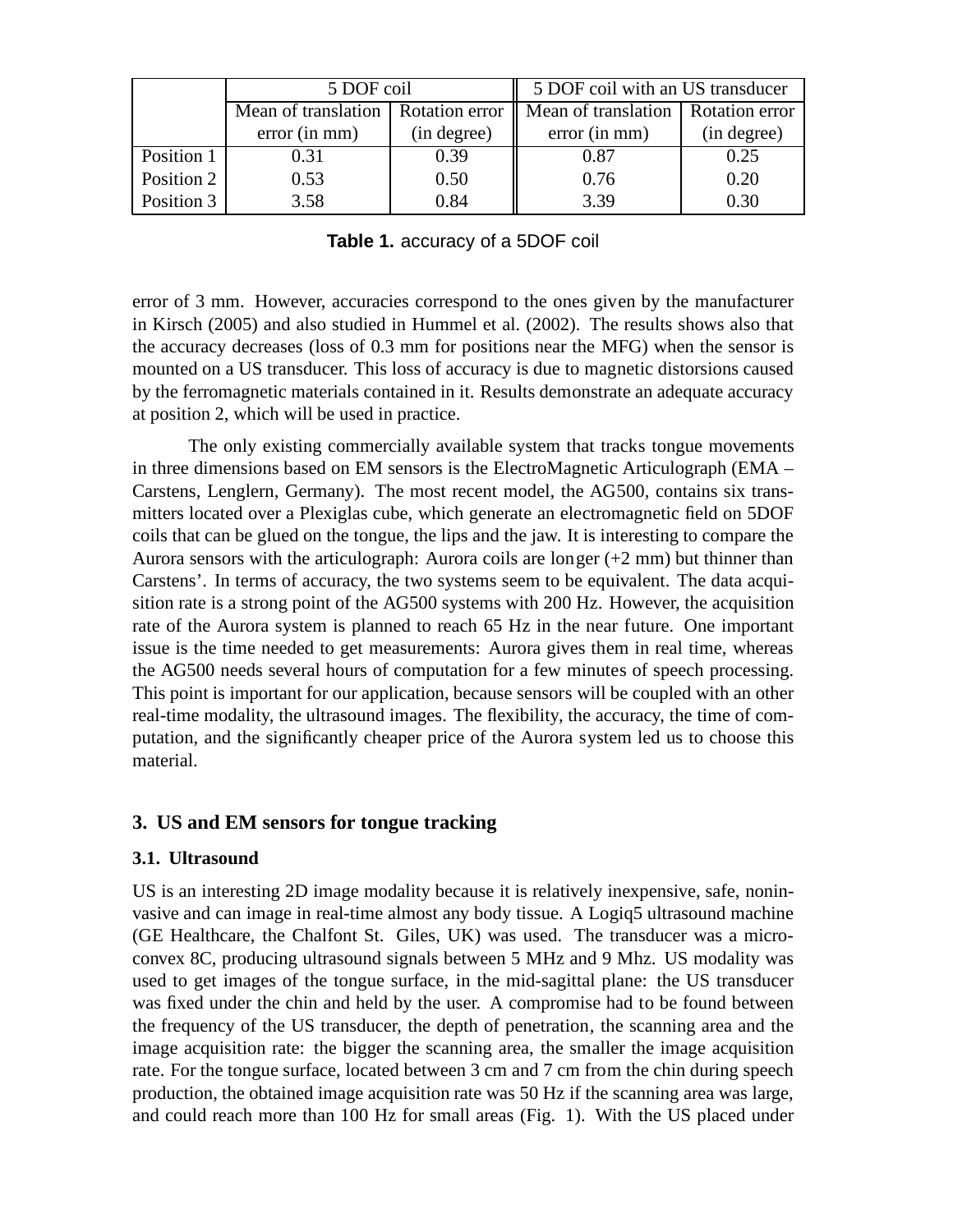| | 5 DOF coil | | 5 DOF coil with an US transducer | |
|---|---|---|---|---|
| | Mean of translation error (in mm) | Rotation error (in degree) | Mean of translation error (in mm) | Rotation error (in degree) |
| Position 1 | 0.31 | 0.39 | 0.87 | 0.25 |
| Position 2 | 0.53 | 0.50 | 0.76 | 0.20 |
| Position 3 | 3.58 | 0.84 | 3.39 | 0.30 |

**Table 1.** accuracy of a 5DOF coil

error of 3 mm. However, accuracies correspond to the ones given by the manufacturer in Kirsch (2005) and also studied in Hummel et al. (2002). The results shows also that the accuracy decreases (loss of 0.3 mm for positions near the MFG) when the sensor is mounted on a US transducer. This loss of accuracy is due to magnetic distorsions caused by the ferromagnetic materials contained in it. Results demonstrate an adequate accuracy at position 2, which will be used in practice.

The only existing commercially available system that tracks tongue movements in three dimensions based on EM sensors is the ElectroMagnetic Articulograph (EMA – Carstens, Lenglern, Germany). The most recent model, the AG500, contains six transmitters located over a Plexiglas cube, which generate an electromagnetic field on 5DOF coils that can be glued on the tongue, the lips and the jaw. It is interesting to compare the Aurora sensors with the articulograph: Aurora coils are longer (+2 mm) but thinner than Carstens'. In terms of accuracy, the two systems seem to be equivalent. The data acquisition rate is a strong point of the AG500 systems with 200 Hz. However, the acquisition rate of the Aurora system is planned to reach 65 Hz in the near future. One important issue is the time needed to get measurements: Aurora gives them in real time, whereas the AG500 needs several hours of computation for a few minutes of speech processing. This point is important for our application, because sensors will be coupled with an other real-time modality, the ultrasound images. The flexibility, the accuracy, the time of computation, and the significantly cheaper price of the Aurora system led us to choose this material.

## 3. US and EM sensors for tongue tracking

### 3.1. Ultrasound

US is an interesting 2D image modality because it is relatively inexpensive, safe, noninvasive and can image in real-time almost any body tissue. A Logiq5 ultrasound machine (GE Healthcare, the Chalfont St. Giles, UK) was used. The transducer was a microconvex 8C, producing ultrasound signals between 5 MHz and 9 Mhz. US modality was used to get images of the tongue surface, in the mid-sagittal plane: the US transducer was fixed under the chin and held by the user. A compromise had to be found between the frequency of the US transducer, the depth of penetration, the scanning area and the image acquisition rate: the bigger the scanning area, the smaller the image acquisition rate. For the tongue surface, located between 3 cm and 7 cm from the chin during speech production, the obtained image acquisition rate was 50 Hz if the scanning area was large, and could reach more than 100 Hz for small areas (Fig. 1). With the US placed under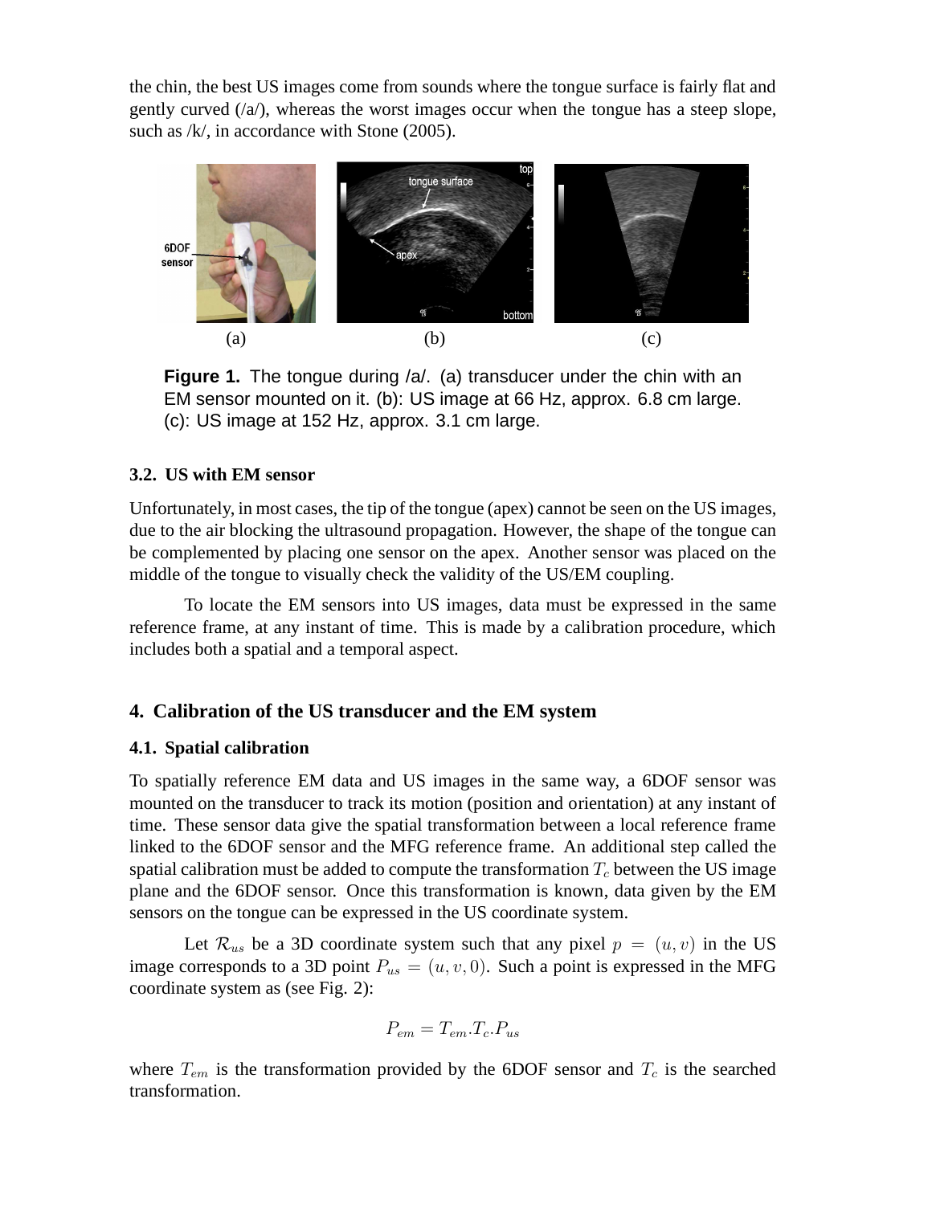the chin, the best US images come from sounds where the tongue surface is fairly flat and gently curved (/a/), whereas the worst images occur when the tongue has a steep slope, such as /k/, in accordance with Stone (2005).

**Figure 1.** The tongue during /a/. (a) transducer under the chin with an EM sensor mounted on it. (b): US image at 66 Hz, approx. 6.8 cm large. (c): US image at 152 Hz, approx. 3.1 cm large.

### 3.2. US with EM sensor

Unfortunately, in most cases, the tip of the tongue (apex) cannot be seen on the US images, due to the air blocking the ultrasound propagation. However, the shape of the tongue can be complemented by placing one sensor on the apex. Another sensor was placed on the middle of the tongue to visually check the validity of the US/EM coupling.

To locate the EM sensors into US images, data must be expressed in the same reference frame, at any instant of time. This is made by a calibration procedure, which includes both a spatial and a temporal aspect.

## 4. Calibration of the US transducer and the EM system

### 4.1. Spatial calibration

To spatially reference EM data and US images in the same way, a 6DOF sensor was mounted on the transducer to track its motion (position and orientation) at any instant of time. These sensor data give the spatial transformation between a local reference frame linked to the 6DOF sensor and the MFG reference frame. An additional step called the spatial calibration must be added to compute the transformation $T_c$ between the US image plane and the 6DOF sensor. Once this transformation is known, data given by the EM sensors on the tongue can be expressed in the US coordinate system.

Let $\mathcal{R}_{us}$ be a 3D coordinate system such that any pixel $p = (u, v)$ in the US image corresponds to a 3D point $P_{us} = (u, v, 0)$. Such a point is expressed in the MFG coordinate system as (see Fig. 2):

$$P_{em} = T_{em}.T_c.P_{us}$$

where $T_{em}$ is the transformation provided by the 6DOF sensor and $T_c$ is the searched transformation.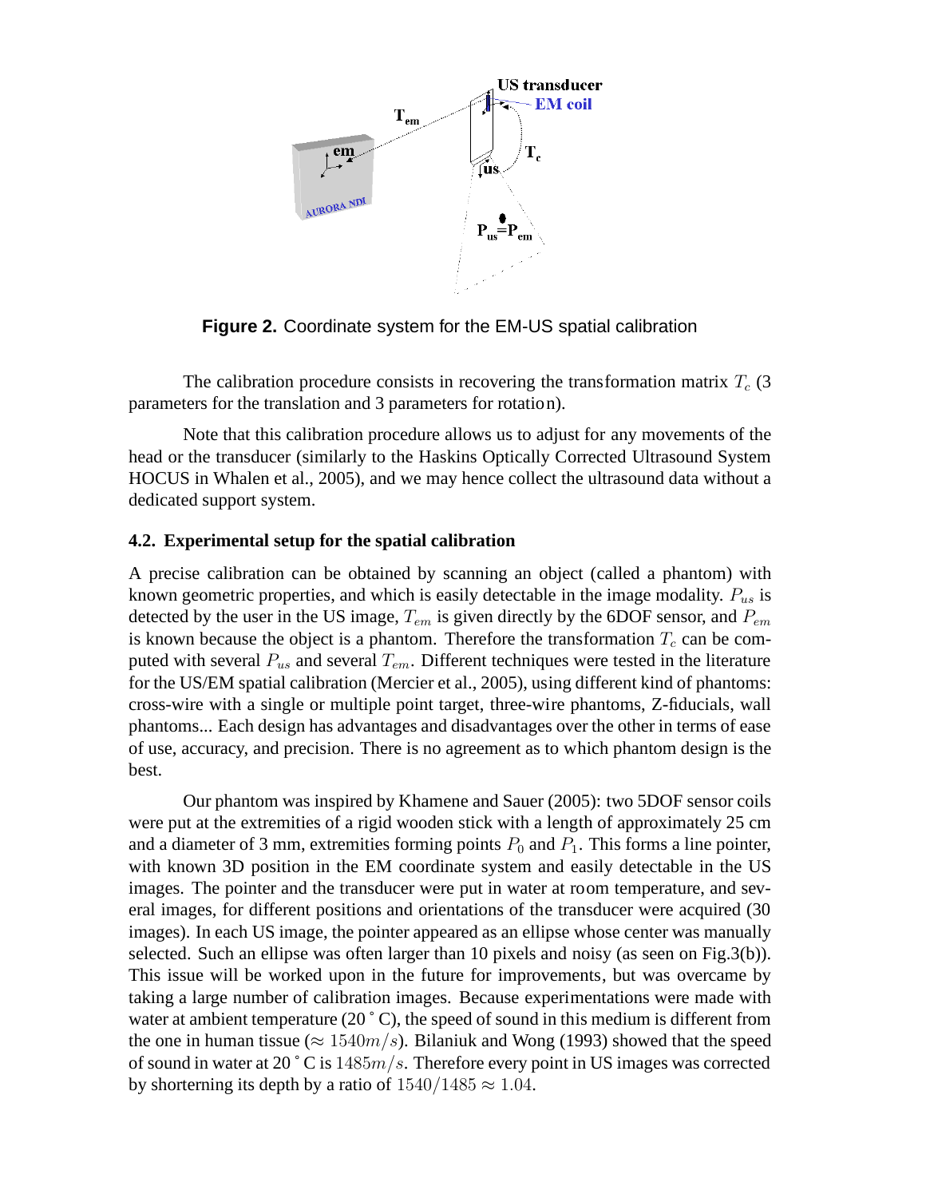**Figure 2.** Coordinate system for the EM-US spatial calibration

The calibration procedure consists in recovering the transformation matrix $T_c$ (3 parameters for the translation and 3 parameters for rotation).

Note that this calibration procedure allows us to adjust for any movements of the head or the transducer (similarly to the Haskins Optically Corrected Ultrasound System HOCUS in Whalen et al., 2005), and we may hence collect the ultrasound data without a dedicated support system.

### 4.2. Experimental setup for the spatial calibration

A precise calibration can be obtained by scanning an object (called a phantom) with known geometric properties, and which is easily detectable in the image modality. $P_{us}$ is detected by the user in the US image, $T_{em}$ is given directly by the 6DOF sensor, and $P_{em}$ is known because the object is a phantom. Therefore the transformation $T_c$ can be computed with several $P_{us}$ and several $T_{em}$. Different techniques were tested in the literature for the US/EM spatial calibration (Mercier et al., 2005), using different kind of phantoms: cross-wire with a single or multiple point target, three-wire phantoms, Z-fiducials, wall phantoms... Each design has advantages and disadvantages over the other in terms of ease of use, accuracy, and precision. There is no agreement as to which phantom design is the best.

Our phantom was inspired by Khamene and Sauer (2005): two 5DOF sensor coils were put at the extremities of a rigid wooden stick with a length of approximately 25 cm and a diameter of 3 mm, extremities forming points $P_0$ and $P_1$. This forms a line pointer, with known 3D position in the EM coordinate system and easily detectable in the US images. The pointer and the transducer were put in water at room temperature, and several images, for different positions and orientations of the transducer were acquired (30 images). In each US image, the pointer appeared as an ellipse whose center was manually selected. Such an ellipse was often larger than 10 pixels and noisy (as seen on Fig.3(b)). This issue will be worked upon in the future for improvements, but was overcame by taking a large number of calibration images. Because experimentations were made with water at ambient temperature (20 ˚ C), the speed of sound in this medium is different from the one in human tissue ($\approx 1540m/s$). Bilaniuk and Wong (1993) showed that the speed of sound in water at 20 ˚ C is $1485m/s$. Therefore every point in US images was corrected by shortening its depth by a ratio of $1540/1485 \approx 1.04$.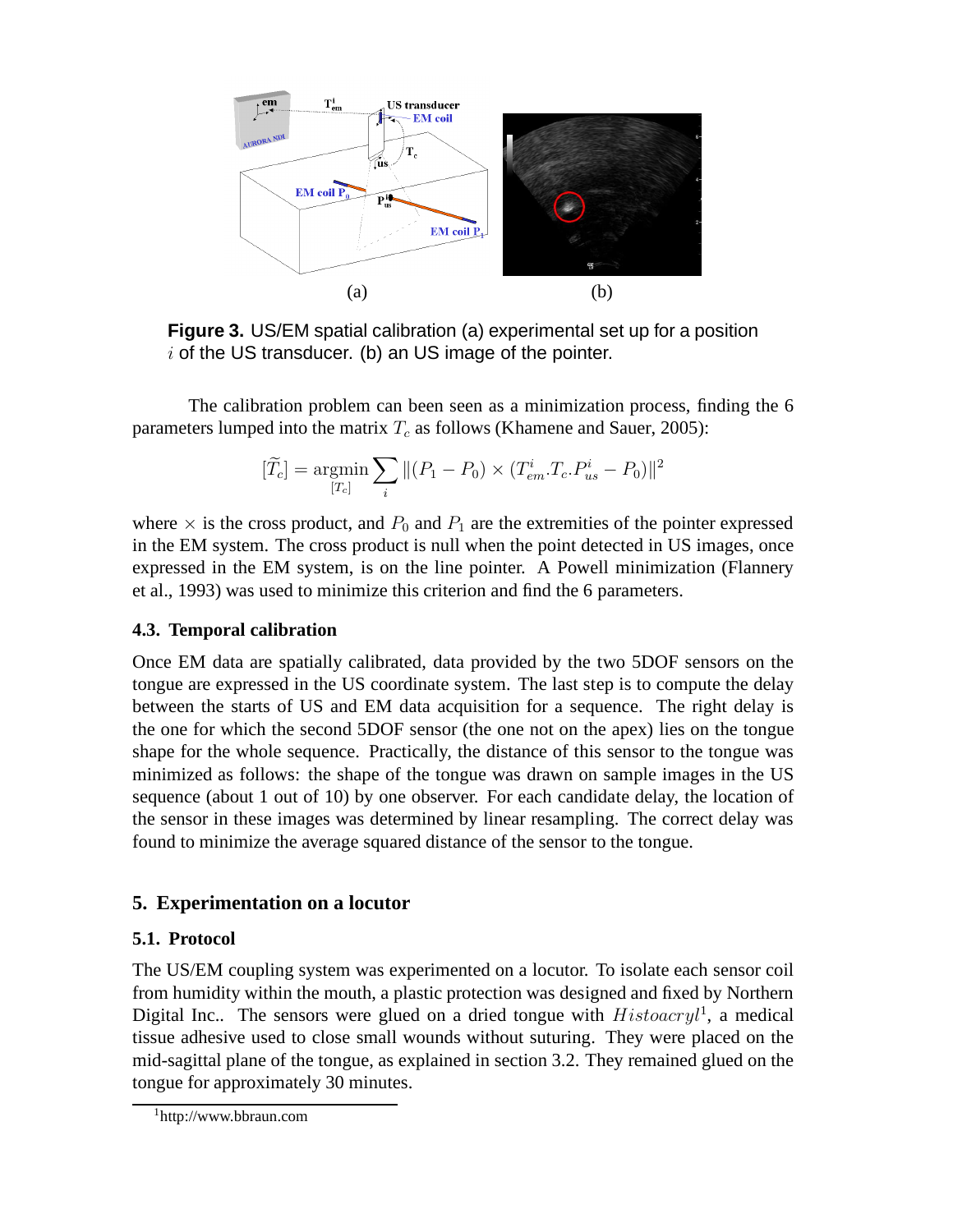**Figure 3.** US/EM spatial calibration (a) experimental set up for a position $i$ of the US transducer. (b) an US image of the pointer.

The calibration problem can been seen as a minimization process, finding the 6 parameters lumped into the matrix $T_c$ as follows (Khamene and Sauer, 2005):

$$[\widetilde{T_c}] = \underset{[T_c]}{\operatorname{argmin}} \sum_i \|(P_1 - P_0) \times (T^i_{em}.T_c.P^i_{us} - P_0)\|^2$$

where $\times$ is the cross product, and $P_0$ and $P_1$ are the extremities of the pointer expressed in the EM system. The cross product is null when the point detected in US images, once expressed in the EM system, is on the line pointer. A Powell minimization (Flannery et al., 1993) was used to minimize this criterion and find the 6 parameters.

### 4.3. Temporal calibration

Once EM data are spatially calibrated, data provided by the two 5DOF sensors on the tongue are expressed in the US coordinate system. The last step is to compute the delay between the starts of US and EM data acquisition for a sequence. The right delay is the one for which the second 5DOF sensor (the one not on the apex) lies on the tongue shape for the whole sequence. Practically, the distance of this sensor to the tongue was minimized as follows: the shape of the tongue was drawn on sample images in the US sequence (about 1 out of 10) by one observer. For each candidate delay, the location of the sensor in these images was determined by linear resampling. The correct delay was found to minimize the average squared distance of the sensor to the tongue.

## 5. Experimentation on a locutor

### 5.1. Protocol

The US/EM coupling system was experimented on a locutor. To isolate each sensor coil from humidity within the mouth, a plastic protection was designed and fixed by Northern Digital Inc.. The sensors were glued on a dried tongue with *Histoacryl*[1], a medical tissue adhesive used to close small wounds without suturing. They were placed on the mid-sagittal plane of the tongue, as explained in section 3.2. They remained glued on the tongue for approximately 30 minutes.

[1]http://www.bbraun.com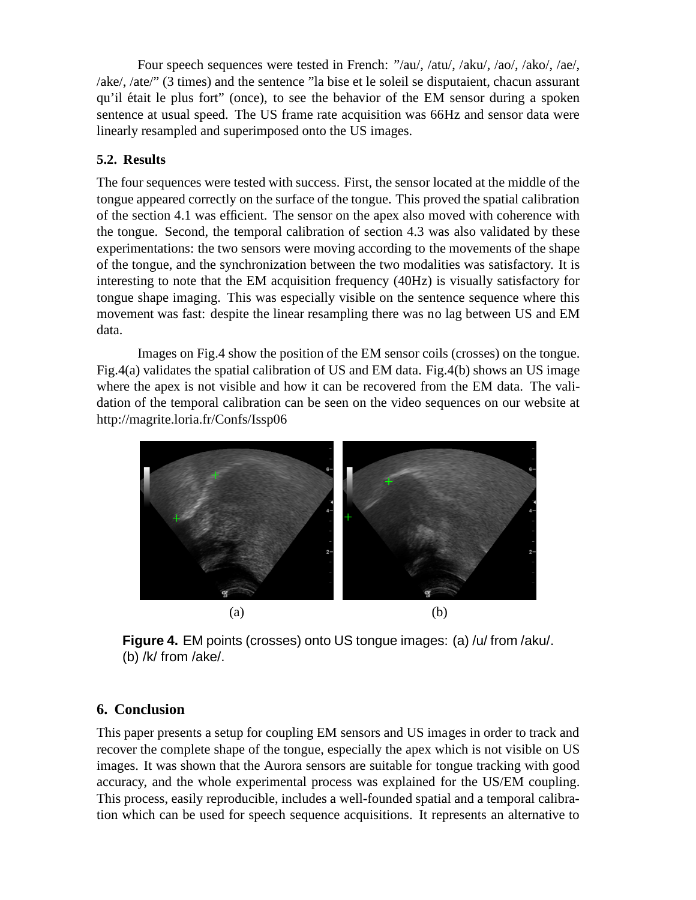Four speech sequences were tested in French: "/au/, /atu/, /aku/, /ao/, /ako/, /ae/, /ake/, /ate/" (3 times) and the sentence "la bise et le soleil se disputaient, chacun assurant qu'il était le plus fort" (once), to see the behavior of the EM sensor during a spoken sentence at usual speed. The US frame rate acquisition was 66Hz and sensor data were linearly resampled and superimposed onto the US images.

### 5.2. Results

The four sequences were tested with success. First, the sensor located at the middle of the tongue appeared correctly on the surface of the tongue. This proved the spatial calibration of the section 4.1 was efficient. The sensor on the apex also moved with coherence with the tongue. Second, the temporal calibration of section 4.3 was also validated by these experimentations: the two sensors were moving according to the movements of the shape of the tongue, and the synchronization between the two modalities was satisfactory. It is interesting to note that the EM acquisition frequency (40Hz) is visually satisfactory for tongue shape imaging. This was especially visible on the sentence sequence where this movement was fast: despite the linear resampling there was no lag between US and EM data.

Images on Fig.4 show the position of the EM sensor coils (crosses) on the tongue. Fig.4(a) validates the spatial calibration of US and EM data. Fig.4(b) shows an US image where the apex is not visible and how it can be recovered from the EM data. The validation of the temporal calibration can be seen on the video sequences on our website at http://magrite.loria.fr/Confs/Issp06

(a) (b)

**Figure 4.** EM points (crosses) onto US tongue images: (a) /u/ from /aku/. (b) /k/ from /ake/.

## 6. Conclusion

This paper presents a setup for coupling EM sensors and US images in order to track and recover the complete shape of the tongue, especially the apex which is not visible on US images. It was shown that the Aurora sensors are suitable for tongue tracking with good accuracy, and the whole experimental process was explained for the US/EM coupling. This process, easily reproducible, includes a well-founded spatial and a temporal calibration which can be used for speech sequence acquisitions. It represents an alternative to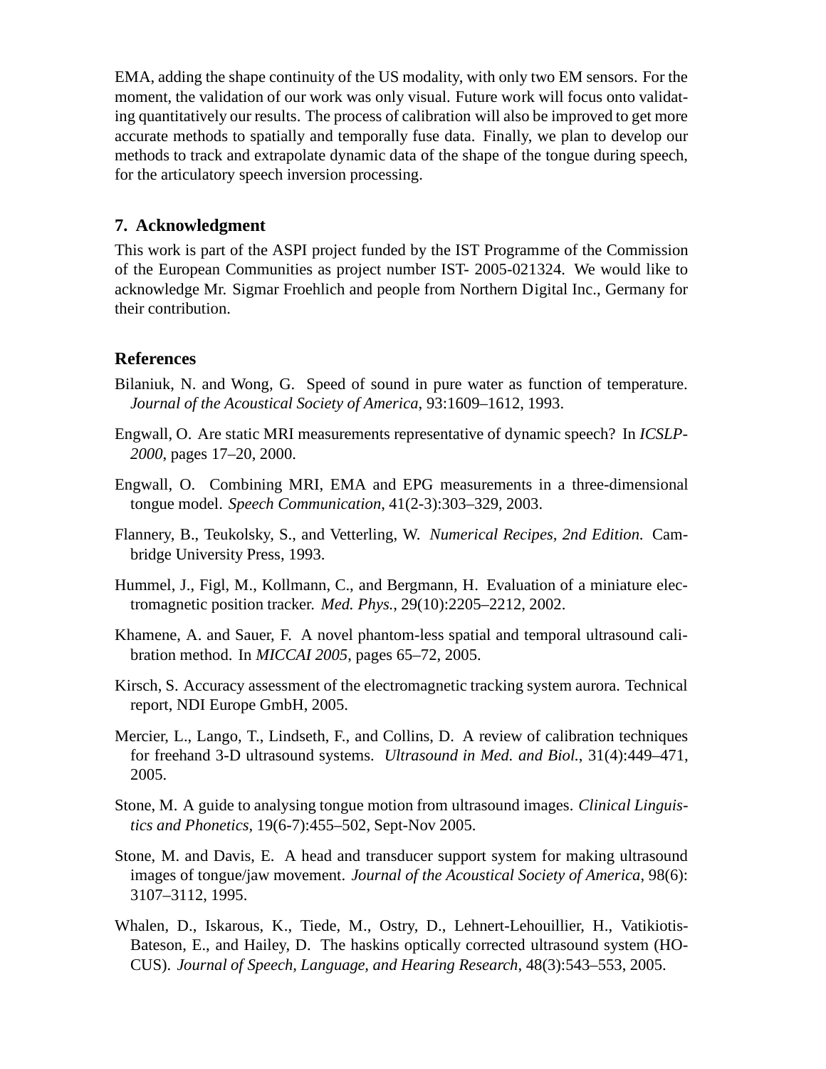EMA, adding the shape continuity of the US modality, with only two EM sensors. For the moment, the validation of our work was only visual. Future work will focus onto validating quantitatively our results. The process of calibration will also be improved to get more accurate methods to spatially and temporally fuse data. Finally, we plan to develop our methods to track and extrapolate dynamic data of the shape of the tongue during speech, for the articulatory speech inversion processing.

## 7. Acknowledgment

This work is part of the ASPI project funded by the IST Programme of the Commission of the European Communities as project number IST- 2005-021324. We would like to acknowledge Mr. Sigmar Froehlich and people from Northern Digital Inc., Germany for their contribution.

## References

Bilaniuk, N. and Wong, G. Speed of sound in pure water as function of temperature. *Journal of the Acoustical Society of America*, 93:1609–1612, 1993.

Engwall, O. Are static MRI measurements representative of dynamic speech? In *ICSLP-2000*, pages 17–20, 2000.

Engwall, O. Combining MRI, EMA and EPG measurements in a three-dimensional tongue model. *Speech Communication*, 41(2-3):303–329, 2003.

Flannery, B., Teukolsky, S., and Vetterling, W. *Numerical Recipes, 2nd Edition*. Cambridge University Press, 1993.

Hummel, J., Figl, M., Kollmann, C., and Bergmann, H. Evaluation of a miniature electromagnetic position tracker. *Med. Phys.*, 29(10):2205–2212, 2002.

Khamene, A. and Sauer, F. A novel phantom-less spatial and temporal ultrasound calibration method. In *MICCAI 2005*, pages 65–72, 2005.

Kirsch, S. Accuracy assessment of the electromagnetic tracking system aurora. Technical report, NDI Europe GmbH, 2005.

Mercier, L., Lango, T., Lindseth, F., and Collins, D. A review of calibration techniques for freehand 3-D ultrasound systems. *Ultrasound in Med. and Biol.*, 31(4):449–471, 2005.

Stone, M. A guide to analysing tongue motion from ultrasound images. *Clinical Linguistics and Phonetics*, 19(6-7):455–502, Sept-Nov 2005.

Stone, M. and Davis, E. A head and transducer support system for making ultrasound images of tongue/jaw movement. *Journal of the Acoustical Society of America*, 98(6): 3107–3112, 1995.

Whalen, D., Iskarous, K., Tiede, M., Ostry, D., Lehnert-Lehouillier, H., Vatikiotis-Bateson, E., and Hailey, D. The haskins optically corrected ultrasound system (HOCUS). *Journal of Speech, Language, and Hearing Research*, 48(3):543–553, 2005.